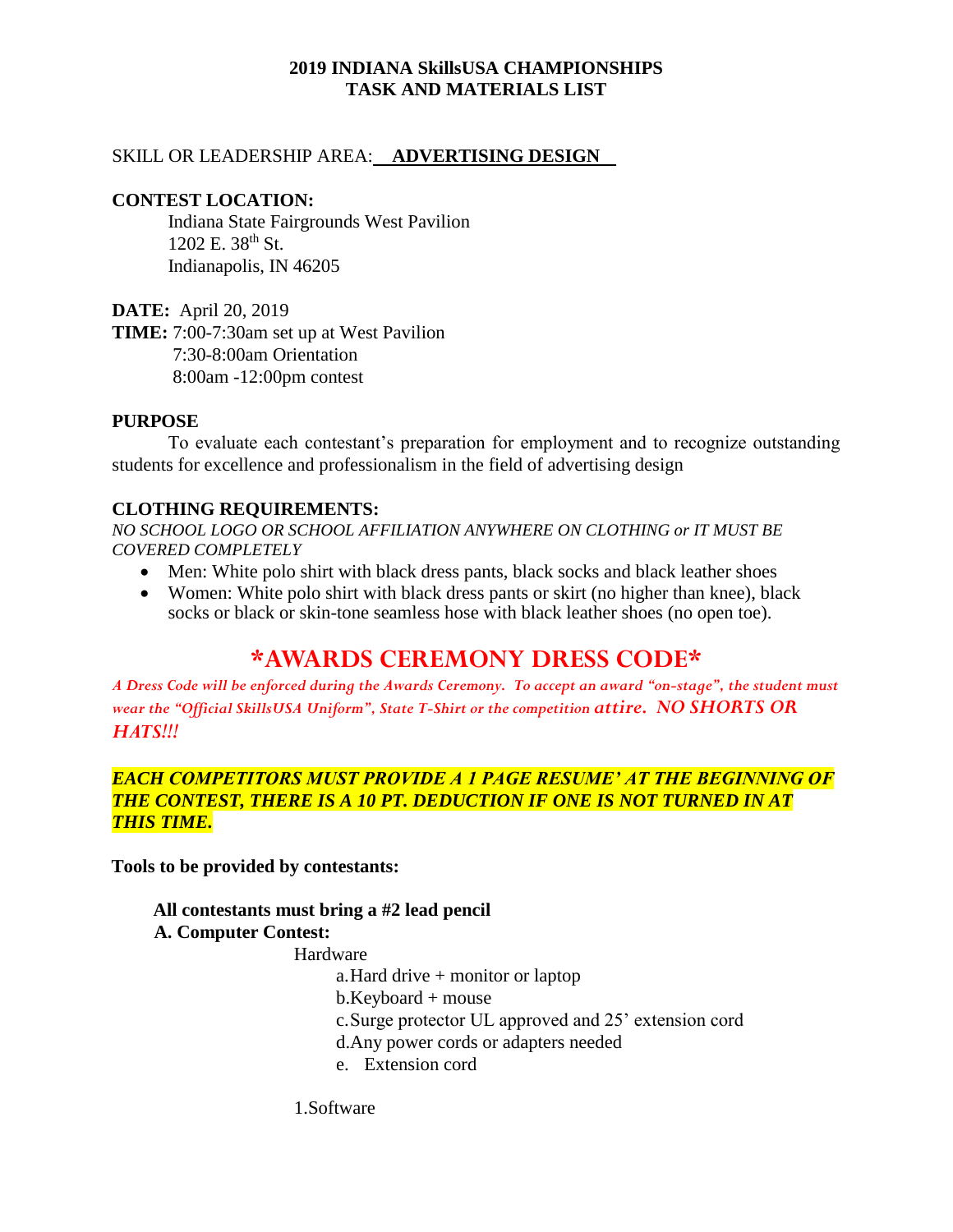# 2019 INDIANA SkillsUSA CHAMPIONSHIPS
# TASK AND MATERIALS LIST

SKILL OR LEADERSHIP AREA: **ADVERTISING DESIGN**

**CONTEST LOCATION:**

Indiana State Fairgrounds West Pavilion
1202 E. 38th St.
Indianapolis, IN 46205

**DATE:** April 20, 2019

**TIME:** 7:00-7:30am set up at West Pavilion
7:30-8:00am Orientation
8:00am -12:00pm contest

**PURPOSE**

To evaluate each contestant's preparation for employment and to recognize outstanding students for excellence and professionalism in the field of advertising design

**CLOTHING REQUIREMENTS:**

*NO SCHOOL LOGO OR SCHOOL AFFILIATION ANYWHERE ON CLOTHING or IT MUST BE COVERED COMPLETELY*

- Men: White polo shirt with black dress pants, black socks and black leather shoes
- Women: White polo shirt with black dress pants or skirt (no higher than knee), black socks or black or skin-tone seamless hose with black leather shoes (no open toe).

## *AWARDS CEREMONY DRESS CODE*

*A Dress Code will be enforced during the Awards Ceremony. To accept an award "on-stage", the student must wear the "Official SkillsUSA Uniform", State T-Shirt or the competition attire. NO SHORTS OR HATS!!!*

***EACH COMPETITORS MUST PROVIDE A 1 PAGE RESUME' AT THE BEGINNING OF THE CONTEST, THERE IS A 10 PT. DEDUCTION IF ONE IS NOT TURNED IN AT THIS TIME.***

**Tools to be provided by contestants:**

**All contestants must bring a #2 lead pencil**

**A. Computer Contest:**

Hardware

a. Hard drive + monitor or laptop
b. Keyboard + mouse
c. Surge protector UL approved and 25' extension cord
d. Any power cords or adapters needed
e. Extension cord

1. Software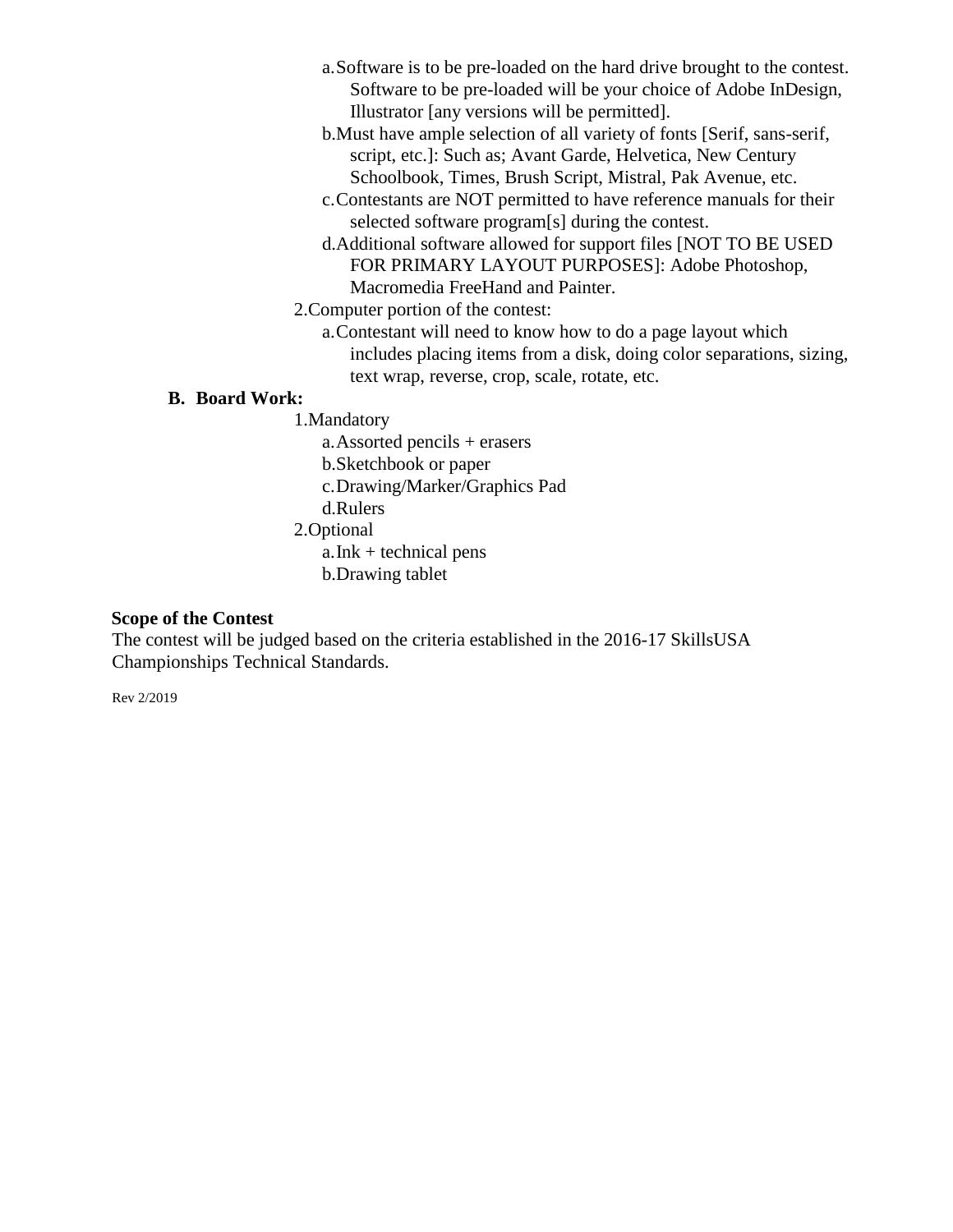a. Software is to be pre-loaded on the hard drive brought to the contest. Software to be pre-loaded will be your choice of Adobe InDesign, Illustrator [any versions will be permitted].
   b. Must have ample selection of all variety of fonts [Serif, sans-serif, script, etc.]: Such as; Avant Garde, Helvetica, New Century Schoolbook, Times, Brush Script, Mistral, Pak Avenue, etc.
   c. Contestants are NOT permitted to have reference manuals for their selected software program[s] during the contest.
   d. Additional software allowed for support files [NOT TO BE USED FOR PRIMARY LAYOUT PURPOSES]: Adobe Photoshop, Macromedia FreeHand and Painter.

2. Computer portion of the contest:
   a. Contestant will need to know how to do a page layout which includes placing items from a disk, doing color separations, sizing, text wrap, reverse, crop, scale, rotate, etc.

**B. Board Work:**

1. Mandatory
   a. Assorted pencils + erasers
   b. Sketchbook or paper
   c. Drawing/Marker/Graphics Pad
   d. Rulers
2. Optional
   a. Ink + technical pens
   b. Drawing tablet

**Scope of the Contest**

The contest will be judged based on the criteria established in the 2016-17 SkillsUSA Championships Technical Standards.

Rev 2/2019